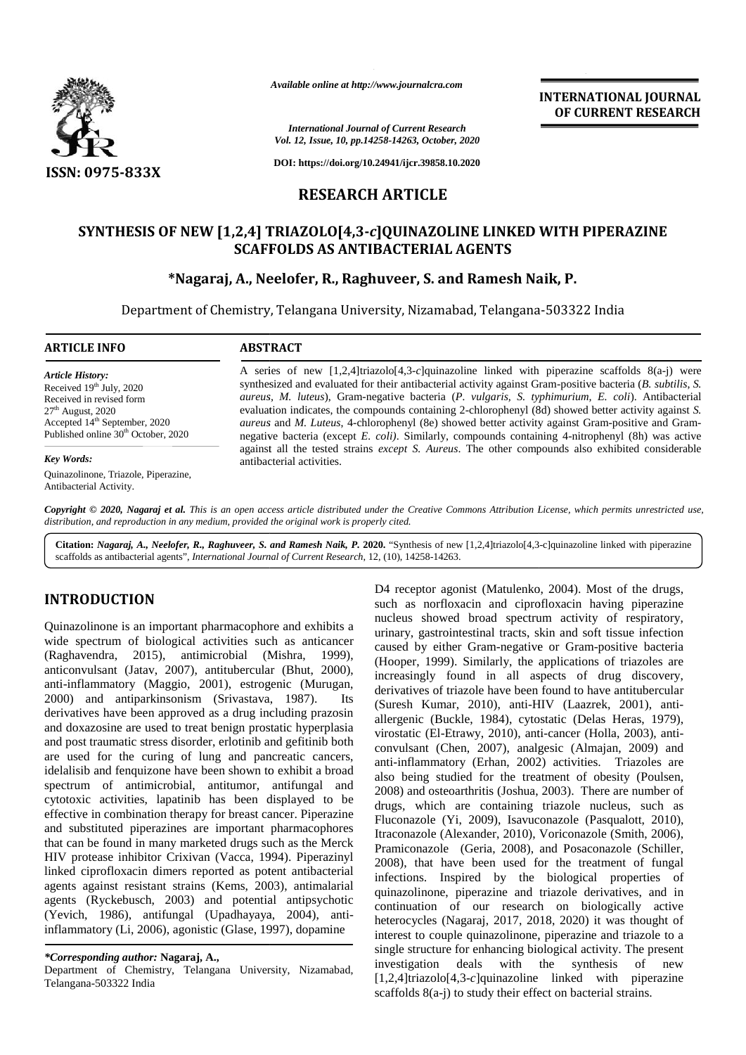*Available online at http://www.journalcra.com*

*International Journal of Current Research*
*Vol. 12, Issue, 10, pp.14258-14263, October, 2020*

**DOI: https://doi.org/10.24941/ijcr.39858.10.2020**

**INTERNATIONAL JOURNAL OF CURRENT RESEARCH**

**ISSN: 0975-833X**

## RESEARCH ARTICLE

# SYNTHESIS OF NEW [1,2,4] TRIAZOLO[4,3-*c*]QUINAZOLINE LINKED WITH PIPERAZINE SCAFFOLDS AS ANTIBACTERIAL AGENTS

**\*Nagaraj, A., Neelofer, R., Raghuveer, S. and Ramesh Naik, P.**

Department of Chemistry, Telangana University, Nizamabad, Telangana-503322 India

### ARTICLE INFO

*Article History:*
Received 19th July, 2020
Received in revised form
27th August, 2020
Accepted 14th September, 2020
Published online 30th October, 2020

*Key Words:*
Quinazolinone, Triazole, Piperazine, Antibacterial Activity.

### ABSTRACT

A series of new [1,2,4]triazolo[4,3-*c*]quinazoline linked with piperazine scaffolds 8(a-j) were synthesized and evaluated for their antibacterial activity against Gram-positive bacteria (*B. subtilis, S. aureus, M. luteus*), Gram-negative bacteria (*P. vulgaris, S. typhimurium, E. coli*). Antibacterial evaluation indicates, the compounds containing 2-chlorophenyl (8d) showed better activity against *S. aureus* and *M. Luteus*, 4-chlorophenyl (8e) showed better activity against Gram-positive and Gram-negative bacteria (except *E. coli)*. Similarly, compounds containing 4-nitrophenyl (8h) was active against all the tested strains *except S. Aureus*. The other compounds also exhibited considerable antibacterial activities.

*Copyright © 2020, Nagaraj et al. This is an open access article distributed under the Creative Commons Attribution License, which permits unrestricted use, distribution, and reproduction in any medium, provided the original work is properly cited.*

**Citation:** ***Nagaraj, A., Neelofer, R., Raghuveer, S. and Ramesh Naik, P.*** **2020.** "Synthesis of new [1,2,4]triazolo[4,3-c]quinazoline linked with piperazine scaffolds as antibacterial agents", *International Journal of Current Research,* 12, (10), 14258-14263.

## INTRODUCTION

Quinazolinone is an important pharmacophore and exhibits a wide spectrum of biological activities such as anticancer (Raghavendra, 2015), antimicrobial (Mishra, 1999), anticonvulsant (Jatav, 2007), antitubercular (Bhut, 2000), anti-inflammatory (Maggio, 2001), estrogenic (Murugan, 2000) and antiparkinsonism (Srivastava, 1987). Its derivatives have been approved as a drug including prazosin and doxazosine are used to treat benign prostatic hyperplasia and post traumatic stress disorder, erlotinib and gefitinib both are used for the curing of lung and pancreatic cancers, idelalisib and fenquizone have been shown to exhibit a broad spectrum of antimicrobial, antitumor, antifungal and cytotoxic activities, lapatinib has been displayed to be effective in combination therapy for breast cancer. Piperazine and substituted piperazines are important pharmacophores that can be found in many marketed drugs such as the Merck HIV protease inhibitor Crixivan (Vacca, 1994). Piperazinyl linked ciprofloxacin dimers reported as potent antibacterial agents against resistant strains (Kems, 2003), antimalarial agents (Ryckebusch, 2003) and potential antipsychotic (Yevich, 1986), antifungal (Upadhayaya, 2004), anti-inflammatory (Li, 2006), agonistic (Glase, 1997), dopamine D4 receptor agonist (Matulenko, 2004). Most of the drugs, such as norfloxacin and ciprofloxacin having piperazine nucleus showed broad spectrum activity of respiratory, urinary, gastrointestinal tracts, skin and soft tissue infection caused by either Gram-negative or Gram-positive bacteria (Hooper, 1999). Similarly, the applications of triazoles are increasingly found in all aspects of drug discovery, derivatives of triazole have been found to have antitubercular (Suresh Kumar, 2010), anti-HIV (Laazrek, 2001), anti-allergenic (Buckle, 1984), cytostatic (Delas Heras, 1979), virostatic (El-Etrawy, 2010), anti-cancer (Holla, 2003), anti-convulsant (Chen, 2007), analgesic (Almajan, 2009) and anti-inflammatory (Erhan, 2002) activities. Triazoles are also being studied for the treatment of obesity (Poulsen, 2008) and osteoarthritis (Joshua, 2003). There are number of drugs, which are containing triazole nucleus, such as Fluconazole (Yi, 2009), Isavuconazole (Pasqualott, 2010), Itraconazole (Alexander, 2010), Voriconazole (Smith, 2006), Pramiconazole (Geria, 2008), and Posaconazole (Schiller, 2008), that have been used for the treatment of fungal infections. Inspired by the biological properties of quinazolinone, piperazine and triazole derivatives, and in continuation of our research on biologically active heterocycles (Nagaraj, 2017, 2018, 2020) it was thought of interest to couple quinazolinone, piperazine and triazole to a single structure for enhancing biological activity. The present investigation deals with the synthesis of new [1,2,4]triazolo[4,3-*c*]quinazoline linked with piperazine scaffolds 8(a-j) to study their effect on bacterial strains.

***\*Corresponding author:*** **Nagaraj, A.,**
Department of Chemistry, Telangana University, Nizamabad, Telangana-503322 India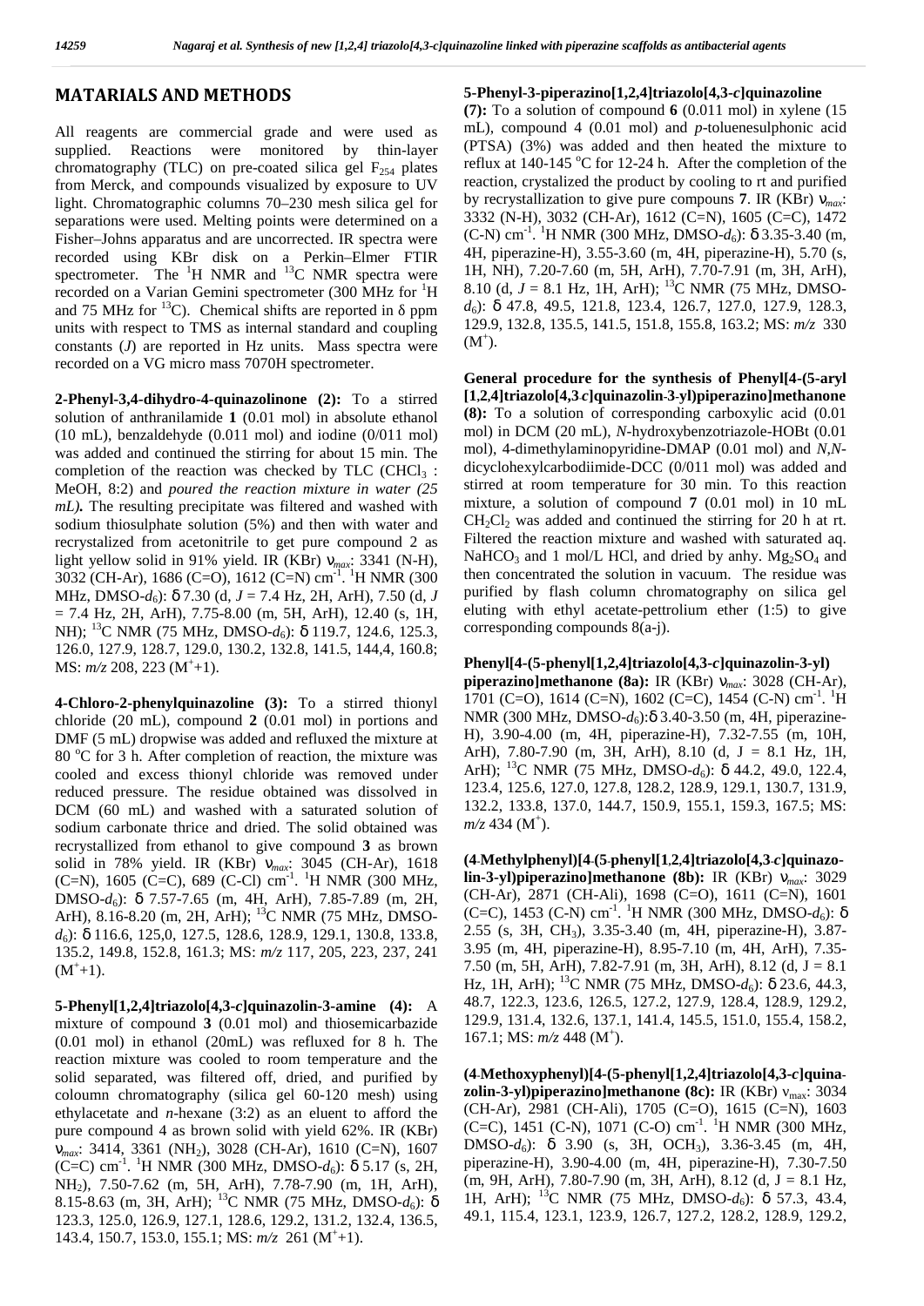## MATARIALS AND METHODS

All reagents are commercial grade and were used as supplied. Reactions were monitored by thin-layer chromatography (TLC) on pre-coated silica gel $F_{254}$ plates from Merck, and compounds visualized by exposure to UV light. Chromatographic columns 70–230 mesh silica gel for separations were used. Melting points were determined on a Fisher–Johns apparatus and are uncorrected. IR spectra were recorded using KBr disk on a Perkin–Elmer FTIR spectrometer. The $^{1}$H NMR and $^{13}$C NMR spectra were recorded on a Varian Gemini spectrometer (300 MHz for $^{1}$H and 75 MHz for $^{13}$C). Chemical shifts are reported in δ ppm units with respect to TMS as internal standard and coupling constants (*J*) are reported in Hz units. Mass spectra were recorded on a VG micro mass 7070H spectrometer.

**2-Phenyl-3,4-dihydro-4-quinazolinone (2):** To a stirred solution of anthranilamide **1** (0.01 mol) in absolute ethanol (10 mL), benzaldehyde (0.011 mol) and iodine (0/011 mol) was added and continued the stirring for about 15 min. The completion of the reaction was checked by TLC ($CHCl_3$ : MeOH, 8:2) and *poured the reaction mixture in water (25 mL)***.** The resulting precipitate was filtered and washed with sodium thiosulphate solution (5%) and then with water and recrystalized from acetonitrile to get pure compound 2 as light yellow solid in 91% yield. IR (KBr) $\nu_{max}$: 3341 (N-H), 3032 (CH-Ar), 1686 (C=O), 1612 (C=N) cm$^{-1}$. $^{1}$H NMR (300 MHz, DMSO-$d_6$): δ 7.30 (d, *J* = 7.4 Hz, 2H, ArH), 7.50 (d, *J* = 7.4 Hz, 2H, ArH), 7.75-8.00 (m, 5H, ArH), 12.40 (s, 1H, NH); $^{13}$C NMR (75 MHz, DMSO-$d_6$): δ 119.7, 124.6, 125.3, 126.0, 127.9, 128.7, 129.0, 130.2, 132.8, 141.5, 144,4, 160.8; MS: *m/z* 208, 223 ($M^{+}$+1).

**4-Chloro-2-phenylquinazoline (3):** To a stirred thionyl chloride (20 mL), compound **2** (0.01 mol) in portions and DMF (5 mL) dropwise was added and refluxed the mixture at 80 °C for 3 h. After completion of reaction, the mixture was cooled and excess thionyl chloride was removed under reduced pressure. The residue obtained was dissolved in DCM (60 mL) and washed with a saturated solution of sodium carbonate thrice and dried. The solid obtained was recrystallized from ethanol to give compound **3** as brown solid in 78% yield. IR (KBr) $\nu_{max}$: 3045 (CH-Ar), 1618 (C=N), 1605 (C=C), 689 (C-Cl) cm$^{-1}$. $^{1}$H NMR (300 MHz, DMSO-$d_6$): δ 7.57-7.65 (m, 4H, ArH), 7.85-7.89 (m, 2H, ArH), 8.16-8.20 (m, 2H, ArH); $^{13}$C NMR (75 MHz, DMSO-$d_6$): δ 116.6, 125,0, 127.5, 128.6, 128.9, 129.1, 130.8, 133.8, 135.2, 149.8, 152.8, 161.3; MS: *m/z* 117, 205, 223, 237, 241 ($M^{+}$+1).

**5-Phenyl[1,2,4]triazolo[4,3-*c*]quinazolin-3-amine (4):** A mixture of compound **3** (0.01 mol) and thiosemicarbazide (0.01 mol) in ethanol (20mL) was refluxed for 8 h. The reaction mixture was cooled to room temperature and the solid separated, was filtered off, dried, and purified by coloumn chromatography (silica gel 60-120 mesh) using ethylacetate and *n*-hexane (3:2) as an eluent to afford the pure compound 4 as brown solid with yield 62%. IR (KBr) $\nu_{max}$: 3414, 3361 ($NH_2$), 3028 (CH-Ar), 1610 (C=N), 1607 (C=C) cm$^{-1}$. $^{1}$H NMR (300 MHz, DMSO-$d_6$): δ 5.17 (s, 2H, $NH_2$), 7.50-7.62 (m, 5H, ArH), 7.78-7.90 (m, 1H, ArH), 8.15-8.63 (m, 3H, ArH); $^{13}$C NMR (75 MHz, DMSO-$d_6$): δ 123.3, 125.0, 126.9, 127.1, 128.6, 129.2, 131.2, 132.4, 136.5, 143.4, 150.7, 153.0, 155.1; MS: *m/z* 261 ($M^{+}$+1).

**5-Phenyl-3-piperazino[1,2,4]triazolo[4,3-*c*]quinazoline (7):** To a solution of compound **6** (0.011 mol) in xylene (15 mL), compound 4 (0.01 mol) and *p*-toluenesulphonic acid (PTSA) (3%) was added and then heated the mixture to reflux at 140-145 °C for 12-24 h. After the completion of the reaction, crystalized the product by cooling to rt and purified by recrystallization to give pure compouns **7**. IR (KBr) $\nu_{max}$: 3332 (N-H), 3032 (CH-Ar), 1612 (C=N), 1605 (C=C), 1472 (C-N) cm$^{-1}$. $^{1}$H NMR (300 MHz, DMSO-$d_6$): δ 3.35-3.40 (m, 4H, piperazine-H), 3.55-3.60 (m, 4H, piperazine-H), 5.70 (s, 1H, NH), 7.20-7.60 (m, 5H, ArH), 7.70-7.91 (m, 3H, ArH), 8.10 (d, *J* = 8.1 Hz, 1H, ArH); $^{13}$C NMR (75 MHz, DMSO-$d_6$): δ 47.8, 49.5, 121.8, 123.4, 126.7, 127.0, 127.9, 128.3, 129.9, 132.8, 135.5, 141.5, 151.8, 155.8, 163.2; MS: *m/z* 330 ($M^{+}$).

**General procedure for the synthesis of Phenyl[4-(5-aryl [1,2,4]triazolo[4,3-*c*]quinazolin-3-yl)piperazino]methanone (8):** To a solution of corresponding carboxylic acid (0.01 mol) in DCM (20 mL), *N*-hydroxybenzotriazole-HOBt (0.01 mol), 4-dimethylaminopyridine-DMAP (0.01 mol) and *N,N*-dicyclohexylcarbodiimide-DCC (0/011 mol) was added and stirred at room temperature for 30 min. To this reaction mixture, a solution of compound **7** (0.01 mol) in 10 mL $CH_2Cl_2$ was added and continued the stirring for 20 h at rt. Filtered the reaction mixture and washed with saturated aq. $NaHCO_3$ and 1 mol/L HCl, and dried by anhy. $Mg_2SO_4$ and then concentrated the solution in vacuum. The residue was purified by flash column chromatography on silica gel eluting with ethyl acetate-pettrolium ether (1:5) to give corresponding compounds 8(a-j).

**Phenyl[4-(5-phenyl[1,2,4]triazolo[4,3-*c*]quinazolin-3-yl) piperazino]methanone (8a):** IR (KBr) $\nu_{max}$: 3028 (CH-Ar), 1701 (C=O), 1614 (C=N), 1602 (C=C), 1454 (C-N) cm$^{-1}$. $^{1}$H NMR (300 MHz, DMSO-$d_6$):δ 3.40-3.50 (m, 4H, piperazine-H), 3.90-4.00 (m, 4H, piperazine-H), 7.32-7.55 (m, 10H, ArH), 7.80-7.90 (m, 3H, ArH), 8.10 (d, J = 8.1 Hz, 1H, ArH); $^{13}$C NMR (75 MHz, DMSO-$d_6$): δ 44.2, 49.0, 122.4, 123.4, 125.6, 127.0, 127.8, 128.2, 128.9, 129.1, 130.7, 131.9, 132.2, 133.8, 137.0, 144.7, 150.9, 155.1, 159.3, 167.5; MS: *m/z* 434 ($M^{+}$).

**(4-Methylphenyl)[4-(5-phenyl[1,2,4]triazolo[4,3-*c*]quinazolin-3-yl)piperazino]methanone (8b):** IR (KBr) $\nu_{max}$: 3029 (CH-Ar), 2871 (CH-Ali), 1698 (C=O), 1611 (C=N), 1601 (C=C), 1453 (C-N) cm$^{-1}$. $^{1}$H NMR (300 MHz, DMSO-$d_6$): δ 2.55 (s, 3H, $CH_3$), 3.35-3.40 (m, 4H, piperazine-H), 3.87-3.95 (m, 4H, piperazine-H), 8.95-7.10 (m, 4H, ArH), 7.35-7.50 (m, 5H, ArH), 7.82-7.91 (m, 3H, ArH), 8.12 (d, J = 8.1 Hz, 1H, ArH); $^{13}$C NMR (75 MHz, DMSO-$d_6$): δ 23.6, 44.3, 48.7, 122.3, 123.6, 126.5, 127.2, 127.9, 128.4, 128.9, 129.2, 129.9, 131.4, 132.6, 137.1, 141.4, 145.5, 151.0, 155.4, 158.2, 167.1; MS: *m/z* 448 ($M^{+}$).

**(4-Methoxyphenyl)[4-(5-phenyl[1,2,4]triazolo[4,3-*c*]quinazolin-3-yl)piperazino]methanone (8c):** IR (KBr) $\nu_{max}$: 3034 (CH-Ar), 2981 (CH-Ali), 1705 (C=O), 1615 (C=N), 1603 (C=C), 1451 (C-N), 1071 (C-O) cm$^{-1}$. $^{1}$H NMR (300 MHz, DMSO-$d_6$): δ 3.90 (s, 3H, $OCH_3$), 3.36-3.45 (m, 4H, piperazine-H), 3.90-4.00 (m, 4H, piperazine-H), 7.30-7.50 (m, 9H, ArH), 7.80-7.90 (m, 3H, ArH), 8.12 (d, J = 8.1 Hz, 1H, ArH); $^{13}$C NMR (75 MHz, DMSO-$d_6$): δ 57.3, 43.4, 49.1, 115.4, 123.1, 123.9, 126.7, 127.2, 128.2, 128.9, 129.2,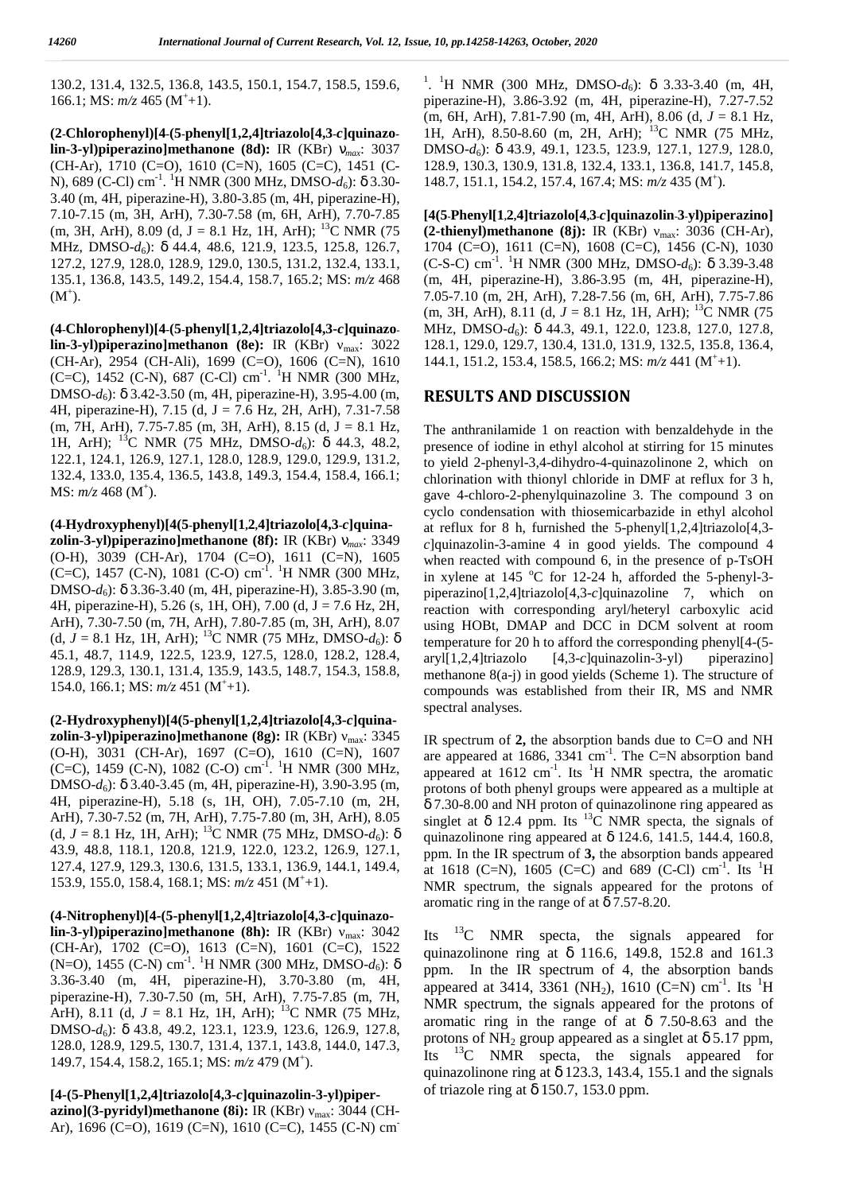130.2, 131.4, 132.5, 136.8, 143.5, 150.1, 154.7, 158.5, 159.6, 166.1; MS: *m/z* 465 ($M^{+}$+1).

**(2-Chlorophenyl)[4-(5-phenyl[1,2,4]triazolo[4,3-*c*]quinazolin-3-yl)piperazino]methanone (8d):** IR (KBr) $\nu_{max}$: 3037 (CH-Ar), 1710 (C=O), 1610 (C=N), 1605 (C=C), 1451 (C-N), 689 (C-Cl) $cm^{-1}$. $^1$H NMR (300 MHz, DMSO-$d_6$): δ 3.30-3.40 (m, 4H, piperazine-H), 3.80-3.85 (m, 4H, piperazine-H), 7.10-7.15 (m, 3H, ArH), 7.30-7.58 (m, 6H, ArH), 7.70-7.85 (m, 3H, ArH), 8.09 (d, J = 8.1 Hz, 1H, ArH); $^{13}$C NMR (75 MHz, DMSO-$d_6$): δ 44.4, 48.6, 121.9, 123.5, 125.8, 126.7, 127.2, 127.9, 128.0, 128.9, 129.0, 130.5, 131.2, 132.4, 133.1, 135.1, 136.8, 143.5, 149.2, 154.4, 158.7, 165.2; MS: *m/z* 468 ($M^{+}$).

**(4-Chlorophenyl)[4-(5-phenyl[1,2,4]triazolo[4,3-*c*]quinazolin-3-yl)piperazino]methanon (8e):** IR (KBr) $\nu_{max}$: 3022 (CH-Ar), 2954 (CH-Ali), 1699 (C=O), 1606 (C=N), 1610 (C=C), 1452 (C-N), 687 (C-Cl) $cm^{-1}$. $^1$H NMR (300 MHz, DMSO-$d_6$): δ 3.42-3.50 (m, 4H, piperazine-H), 3.95-4.00 (m, 4H, piperazine-H), 7.15 (d, J = 7.6 Hz, 2H, ArH), 7.31-7.58 (m, 7H, ArH), 7.75-7.85 (m, 3H, ArH), 8.15 (d, J = 8.1 Hz, 1H, ArH); $^{13}$C NMR (75 MHz, DMSO-$d_6$): δ 44.3, 48.2, 122.1, 124.1, 126.9, 127.1, 128.0, 128.9, 129.0, 129.9, 131.2, 132.4, 133.0, 135.4, 136.5, 143.8, 149.3, 154.4, 158.4, 166.1; MS: *m/z* 468 ($M^{+}$).

**(4-Hydroxyphenyl)[4(5-phenyl[1,2,4]triazolo[4,3-*c*]quinazolin-3-yl)piperazino]methanone (8f):** IR (KBr) $\nu_{max}$: 3349 (O-H), 3039 (CH-Ar), 1704 (C=O), 1611 (C=N), 1605 (C=C), 1457 (C-N), 1081 (C-O) $cm^{-1}$. $^1$H NMR (300 MHz, DMSO-$d_6$): δ 3.36-3.40 (m, 4H, piperazine-H), 3.85-3.90 (m, 4H, piperazine-H), 5.26 (s, 1H, OH), 7.00 (d, J = 7.6 Hz, 2H, ArH), 7.30-7.50 (m, 7H, ArH), 7.80-7.85 (m, 3H, ArH), 8.07 (d, *J* = 8.1 Hz, 1H, ArH); $^{13}$C NMR (75 MHz, DMSO-$d_6$): δ 45.1, 48.7, 114.9, 122.5, 123.9, 127.5, 128.0, 128.2, 128.4, 128.9, 129.3, 130.1, 131.4, 135.9, 143.5, 148.7, 154.3, 158.8, 154.0, 166.1; MS: *m/z* 451 ($M^{+}$+1).

**(2-Hydroxyphenyl)[4(5-phenyl[1,2,4]triazolo[4,3-*c*]quinazolin-3-yl)piperazino]methanone (8g):** IR (KBr) $\nu_{max}$: 3345 (O-H), 3031 (CH-Ar), 1697 (C=O), 1610 (C=N), 1607 (C=C), 1459 (C-N), 1082 (C-O) $cm^{-1}$. $^1$H NMR (300 MHz, DMSO-$d_6$): δ 3.40-3.45 (m, 4H, piperazine-H), 3.90-3.95 (m, 4H, piperazine-H), 5.18 (s, 1H, OH), 7.05-7.10 (m, 2H, ArH), 7.30-7.52 (m, 7H, ArH), 7.75-7.80 (m, 3H, ArH), 8.05 (d, *J* = 8.1 Hz, 1H, ArH); $^{13}$C NMR (75 MHz, DMSO-$d_6$): δ 43.9, 48.8, 118.1, 120.8, 121.9, 122.0, 123.2, 126.9, 127.1, 127.4, 127.9, 129.3, 130.6, 131.5, 133.1, 136.9, 144.1, 149.4, 153.9, 155.0, 158.4, 168.1; MS: *m/z* 451 ($M^{+}$+1).

**(4-Nitrophenyl)[4-(5-phenyl[1,2,4]triazolo[4,3-*c*]quinazolin-3-yl)piperazino]methanone (8h):** IR (KBr) $\nu_{max}$: 3042 (CH-Ar), 1702 (C=O), 1613 (C=N), 1601 (C=C), 1522 (N=O), 1455 (C-N) $cm^{-1}$. $^1$H NMR (300 MHz, DMSO-$d_6$): δ 3.36-3.40 (m, 4H, piperazine-H), 3.70-3.80 (m, 4H, piperazine-H), 7.30-7.50 (m, 5H, ArH), 7.75-7.85 (m, 7H, ArH), 8.11 (d, *J* = 8.1 Hz, 1H, ArH); $^{13}$C NMR (75 MHz, DMSO-$d_6$): δ 43.8, 49.2, 123.1, 123.9, 123.6, 126.9, 127.8, 128.0, 128.9, 129.5, 130.7, 131.4, 137.1, 143.8, 144.0, 147.3, 149.7, 154.4, 158.2, 165.1; MS: *m/z* 479 ($M^{+}$).

**[4-(5-Phenyl[1,2,4]triazolo[4,3-*c*]quinazolin-3-yl)piperazino](3-pyridyl)methanone (8i):** IR (KBr) $\nu_{max}$: 3044 (CH-Ar), 1696 (C=O), 1619 (C=N), 1610 (C=C), 1455 (C-N) $cm^{-1}$. $^1$H NMR (300 MHz, DMSO-$d_6$): δ 3.33-3.40 (m, 4H, piperazine-H), 3.86-3.92 (m, 4H, piperazine-H), 7.27-7.52 (m, 6H, ArH), 7.81-7.90 (m, 4H, ArH), 8.06 (d, *J* = 8.1 Hz, 1H, ArH), 8.50-8.60 (m, 2H, ArH); $^{13}$C NMR (75 MHz, DMSO-$d_6$): δ 43.9, 49.1, 123.5, 123.9, 127.1, 127.9, 128.0, 128.9, 130.3, 130.9, 131.8, 132.4, 133.1, 136.8, 141.7, 145.8, 148.7, 151.1, 154.2, 157.4, 167.4; MS: *m/z* 435 ($M^{+}$).

**[4(5-Phenyl[1,2,4]triazolo[4,3-*c*]quinazolin-3-yl)piperazino](2-thienyl)methanone (8j):** IR (KBr) $\nu_{max}$: 3036 (CH-Ar), 1704 (C=O), 1611 (C=N), 1608 (C=C), 1456 (C-N), 1030 (C-S-C) $cm^{-1}$. $^1$H NMR (300 MHz, DMSO-$d_6$): δ 3.39-3.48 (m, 4H, piperazine-H), 3.86-3.95 (m, 4H, piperazine-H), 7.05-7.10 (m, 2H, ArH), 7.28-7.56 (m, 6H, ArH), 7.75-7.85 (m, 3H, ArH), 8.11 (d, *J* = 8.1 Hz, 1H, ArH); $^{13}$C NMR (75 MHz, DMSO-$d_6$): δ 44.3, 49.1, 122.0, 123.8, 127.0, 127.8, 128.1, 129.0, 129.7, 130.4, 131.0, 131.9, 132.5, 135.8, 136.4, 144.1, 151.2, 153.4, 158.5, 166.2; MS: *m/z* 441 ($M^{+}$+1).

## RESULTS AND DISCUSSION

The anthranilamide 1 on reaction with benzaldehyde in the presence of iodine in ethyl alcohol at stirring for 15 minutes to yield 2-phenyl-3,4-dihydro-4-quinazolinone 2, which on chlorination with thionyl chloride in DMF at reflux for 3 h, gave 4-chloro-2-phenylquinazoline 3. The compound 3 on cyclo condensation with thiosemicarbazide in ethyl alcohol at reflux for 8 h, furnished the 5-phenyl[1,2,4]triazolo[4,3-*c*]quinazolin-3-amine 4 in good yields. The compound 4 when reacted with compound 6, in the presence of p-TsOH in xylene at 145 °C for 12-24 h, afforded the 5-phenyl-3-piperazino[1,2,4]triazolo[4,3-*c*]quinazoline 7, which on reaction with corresponding aryl/heteryl carboxylic acid using HOBt, DMAP and DCC in DCM solvent at room temperature for 20 h to afford the corresponding phenyl[4-(5-aryl[1,2,4]triazolo [4,3-*c*]quinazolin-3-yl) piperazino] methanone 8(a-j) in good yields (Scheme 1). The structure of compounds was established from their IR, MS and NMR spectral analyses.

IR spectrum of **2,** the absorption bands due to C=O and NH are appeared at 1686, 3341 $cm^{-1}$. The C=N absorption band appeared at 1612 $cm^{-1}$. Its $^1$H NMR spectra, the aromatic protons of both phenyl groups were appeared as a multiple at δ 7.30-8.00 and NH proton of quinazolinone ring appeared as singlet at δ 12.4 ppm. Its $^{13}$C NMR specta, the signals of quinazolinone ring appeared at δ 124.6, 141.5, 144.4, 160.8, ppm. In the IR spectrum of **3,** the absorption bands appeared at 1618 (C=N), 1605 (C=C) and 689 (C-Cl) $cm^{-1}$. Its $^1$H NMR spectrum, the signals appeared for the protons of aromatic ring in the range of at δ 7.57-8.20.

Its $^{13}$C NMR specta, the signals appeared for quinazolinone ring at δ 116.6, 149.8, 152.8 and 161.3 ppm. In the IR spectrum of 4, the absorption bands appeared at 3414, 3361 ($NH_2$), 1610 (C=N) $cm^{-1}$. Its $^1$H NMR spectrum, the signals appeared for the protons of aromatic ring in the range of at δ 7.50-8.63 and the protons of $NH_2$ group appeared as a singlet at δ 5.17 ppm, Its $^{13}$C NMR specta, the signals appeared for quinazolinone ring at δ 123.3, 143.4, 155.1 and the signals of triazole ring at δ 150.7, 153.0 ppm.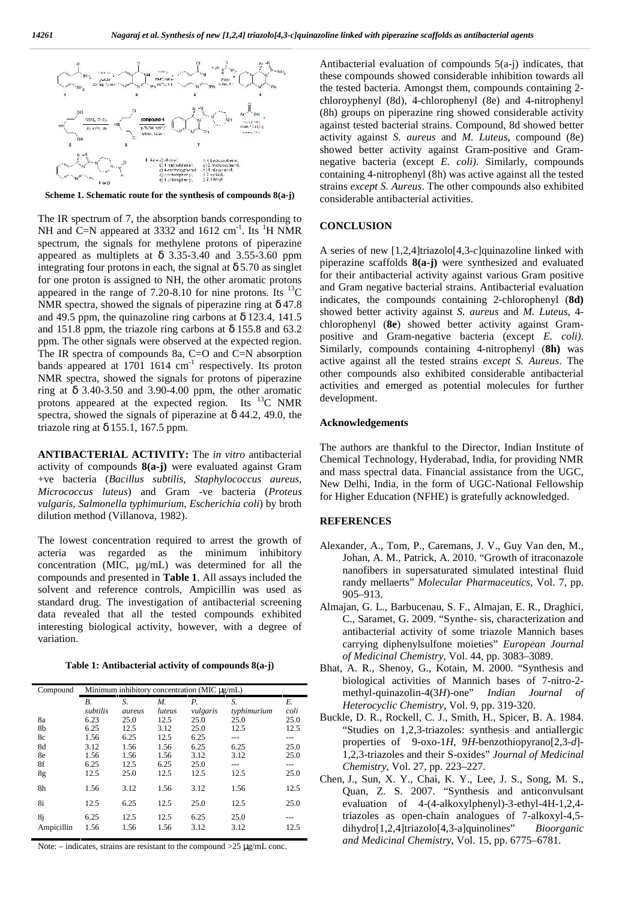Scheme 1. Schematic route for the synthesis of compounds 8(a-j)

The IR spectrum of 7, the absorption bands corresponding to NH and C=N appeared at 3332 and 1612 $cm^{-1}$. Its $^1H$ NMR spectrum, the signals for methylene protons of piperazine appeared as multiplets at δ 3.35-3.40 and 3.55-3.60 ppm integrating four protons in each, the signal at δ 5.70 as singlet for one proton is assigned to NH, the other aromatic protons appeared in the range of 7.20-8.10 for nine protons. Its $^{13}C$ NMR spectra, showed the signals of piperazine ring at δ 47.8 and 49.5 ppm, the quinazoline ring carbons at δ 123.4, 141.5 and 151.8 ppm, the triazole ring carbons at δ 155.8 and 63.2 ppm. The other signals were observed at the expected region. The IR spectra of compounds 8a, C=O and C=N absorption bands appeared at 1701 1614 $cm^{-1}$ respectively. Its proton NMR spectra, showed the signals for protons of piperazine ring at δ 3.40-3.50 and 3.90-4.00 ppm, the other aromatic protons appeared at the expected region. Its $^{13}C$ NMR spectra, showed the signals of piperazine at δ 44.2, 49.0, the triazole ring at δ 155.1, 167.5 ppm.

**ANTIBACTERIAL ACTIVITY:** The *in vitro* antibacterial activity of compounds **8(a-j)** were evaluated against Gram +ve bacteria (*Bacillus subtilis*, *Staphylococcus aureus*, *Micrococcus luteus*) and Gram -ve bacteria (*Proteus vulgaris, Salmonella typhimurium, Escherichia coli*) by broth dilution method (Villanova, 1982).

The lowest concentration required to arrest the growth of acteria was regarded as the minimum inhibitory concentration (MIC, µg/mL) was determined for all the compounds and presented in **Table 1**. All assays included the solvent and reference controls, Ampicillin was used as standard drug. The investigation of antibacterial screening data revealed that all the tested compounds exhibited interesting biological activity, however, with a degree of variation.

**Table 1: Antibacterial activity of compounds 8(a-j)**

| Compound | Minimum inhibitory concentration (MIC µg/mL) | | | | | |
|---|---|---|---|---|---|---|
| | *B. subtilis* | *S. aureus* | *M. luteus* | *P. vulgaris* | *S. typhimurium* | *E. coli* |
| 8a | 6.23 | 25.0 | 12.5 | 25.0 | 25.0 | 25.0 |
| 8b | 6.25 | 12.5 | 3.12 | 25.0 | 12.5 | 12.5 |
| 8c | 1.56 | 6.25 | 12.5 | 6.25 | --- | --- |
| 8d | 3.12 | 1.56 | 1.56 | 6.25 | 6.25 | 25.0 |
| 8e | 1.56 | 1.56 | 1.56 | 3.12 | 3.12 | 25.0 |
| 8f | 6.25 | 12.5 | 6.25 | 25.0 | --- | --- |
| 8g | 12.5 | 25.0 | 12.5 | 12.5 | 12.5 | 25.0 |
| 8h | 1.56 | 3.12 | 1.56 | 3.12 | 1.56 | 12.5 |
| 8i | 12.5 | 6.25 | 12.5 | 25.0 | 12.5 | 25.0 |
| 8j | 6.25 | 12.5 | 12.5 | 6.25 | 25.0 | --- |
| Ampicillin | 1.56 | 1.56 | 1.56 | 3.12 | 3.12 | 12.5 |

Note: – indicates, strains are resistant to the compound >25 µg/mL conc.

Antibacterial evaluation of compounds 5(a-j) indicates, that these compounds showed considerable inhibition towards all the tested bacteria. Amongst them, compounds containing 2-chloroyphenyl (8d), 4-chlorophenyl (8e) and 4-nitrophenyl (8h) groups on piperazine ring showed considerable activity against tested bacterial strains. Compound, 8d showed better activity against *S. aureus* and *M. Luteus*, compound (8e) showed better activity against Gram-positive and Gram-negative bacteria (except *E. coli)*. Similarly, compounds containing 4-nitrophenyl (8h) was active against all the tested strains *except S. Aureus*. The other compounds also exhibited considerable antibacterial activities.

## CONCLUSION

A series of new [1,2,4]triazolo[4,3-*c*]quinazoline linked with piperazine scaffolds **8(a-j)** were synthesized and evaluated for their antibacterial activity against various Gram positive and Gram negative bacterial strains. Antibacterial evaluation indicates, the compounds containing 2-chlorophenyl (**8d)** showed better activity against *S. aureus* and *M. Luteus*, 4-chlorophenyl (**8e**) showed better activity against Gram-positive and Gram-negative bacteria (except *E. coli)*. Similarly, compounds containing 4-nitrophenyl (**8h)** was active against all the tested strains *except S. Aureus*. The other compounds also exhibited considerable antibacterial activities and emerged as potential molecules for further development.

### Acknowledgements

The authors are thankful to the Director, Indian Institute of Chemical Technology, Hyderabad, India, for providing NMR and mass spectral data. Financial assistance from the UGC, New Delhi, India, in the form of UGC-National Fellowship for Higher Education (NFHE) is gratefully acknowledged.

## REFERENCES

- Alexander, A., Tom, P., Caremans, J. V., Guy Van den, M., Johan, A. M., Patrick, A. 2010. "Growth of itraconazole nanofibers in supersaturated simulated intestinal fluid randy mellaerts" *Molecular Pharmaceutics*, Vol. 7, pp. 905–913.
- Almajan, G. L., Barbucenau, S. F., Almajan, E. R., Draghici, C., Saramet, G. 2009. "Synthe- sis, characterization and antibacterial activity of some triazole Mannich bases carrying diphenylsulfone moieties" *European Journal of Medicinal Chemistry*, Vol. 44, pp. 3083–3089.
- Bhat, A. R., Shenoy, G., Kotain, M. 2000. "Synthesis and biological activities of Mannich bases of 7-nitro-2-methyl-quinazolin-4(3*H*)-one" *Indian Journal of Heterocyclic Chemistry*, Vol. 9, pp. 319-320.
- Buckle, D. R., Rockell, C. J., Smith, H., Spicer, B. A. 1984. "Studies on 1,2,3-triazoles: synthesis and antiallergic properties of 9-oxo-1*H*, 9*H*-benzothiopyrano[2,3-*d*]-1,2,3-triazoles and their S-oxides" *Journal of Medicinal Chemistry*, Vol. 27, pp. 223–227.
- Chen, J., Sun, X. Y., Chai, K. Y., Lee, J. S., Song, M. S., Quan, Z. S. 2007. "Synthesis and anticonvulsant evaluation of 4-(4-alkoxylphenyl)-3-ethyl-4H-1,2,4-triazoles as open-chain analogues of 7-alkoxyl-4,5-dihydro[1,2,4]triazolo[4,3-a]quinolines" *Bioorganic and Medicinal Chemistry*, Vol. 15, pp. 6775–6781.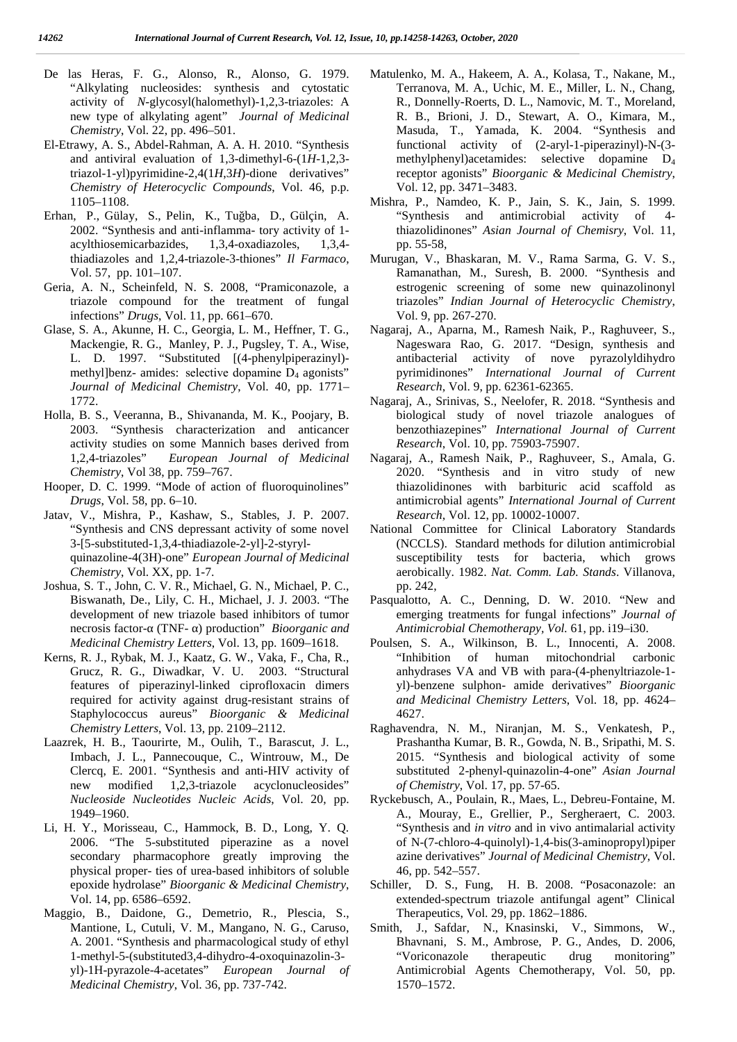De las Heras, F. G., Alonso, R., Alonso, G. 1979. "Alkylating nucleosides: synthesis and cytostatic activity of *N*-glycosyl(halomethyl)-1,2,3-triazoles: A new type of alkylating agent" *Journal of Medicinal Chemistry*, Vol. 22, pp. 496–501.

El-Etrawy, A. S., Abdel-Rahman, A. A. H. 2010. "Synthesis and antiviral evaluation of 1,3-dimethyl-6-(1*H*-1,2,3-triazol-1-yl)pyrimidine-2,4(1*H*,3*H*)-dione derivatives" *Chemistry of Heterocyclic Compounds*, Vol. 46, p.p. 1105–1108.

Erhan, P., Gülay, S., Pelin, K., Tuğba, D., Gülçin, A. 2002. "Synthesis and anti-inflamma- tory activity of 1-acylthiosemicarbazides, 1,3,4-oxadiazoles, 1,3,4-thiadiazoles and 1,2,4-triazole-3-thiones" *Il Farmaco*, Vol. 57, pp. 101–107.

Geria, A. N., Scheinfeld, N. S. 2008, "Pramiconazole, a triazole compound for the treatment of fungal infections" *Drugs*, Vol. 11, pp. 661–670.

Glase, S. A., Akunne, H. C., Georgia, L. M., Heffner, T. G., Mackengie, R. G., Manley, P. J., Pugsley, T. A., Wise, L. D. 1997. "Substituted [(4-phenylpiperazinyl)-methyl]benz- amides: selective dopamine $D_4$ agonists" *Journal of Medicinal Chemistry*, Vol. 40, pp. 1771–1772.

Holla, B. S., Veeranna, B., Shivananda, M. K., Poojary, B. 2003. "Synthesis characterization and anticancer activity studies on some Mannich bases derived from 1,2,4-triazoles" *European Journal of Medicinal Chemistry*, Vol 38, pp. 759–767.

Hooper, D. C. 1999. "Mode of action of fluoroquinolines" *Drugs*, Vol. 58, pp. 6–10.

Jatav, V., Mishra, P., Kashaw, S., Stables, J. P. 2007. "Synthesis and CNS depressant activity of some novel 3-[5-substituted-1,3,4-thiadiazole-2-yl]-2-styryl-quinazoline-4(3H)-one" *European Journal of Medicinal Chemistry*, Vol. XX, pp. 1-7.

Joshua, S. T., John, C. V. R., Michael, G. N., Michael, P. C., Biswanath, De., Lily, C. H., Michael, J. J. 2003. "The development of new triazole based inhibitors of tumor necrosis factor-α (TNF- α) production" *Bioorganic and Medicinal Chemistry Letters*, Vol. 13, pp. 1609–1618.

Kerns, R. J., Rybak, M. J., Kaatz, G. W., Vaka, F., Cha, R., Grucz, R. G., Diwadkar, V. U. 2003. "Structural features of piperazinyl-linked ciprofloxacin dimers required for activity against drug-resistant strains of Staphylococcus aureus" *Bioorganic & Medicinal Chemistry Letters*, Vol. 13, pp. 2109–2112.

Laazrek, H. B., Taourirte, M., Oulih, T., Barascut, J. L., Imbach, J. L., Pannecouque, C., Wintrouw, M., De Clercq, E. 2001. "Synthesis and anti-HIV activity of new modified 1,2,3-triazole acyclonucleosides" *Nucleoside Nucleotides Nucleic Acids*, Vol. 20, pp. 1949–1960.

Li, H. Y., Morisseau, C., Hammock, B. D., Long, Y. Q. 2006. "The 5-substituted piperazine as a novel secondary pharmacophore greatly improving the physical proper- ties of urea-based inhibitors of soluble epoxide hydrolase" *Bioorganic & Medicinal Chemistry*, Vol. 14, pp. 6586–6592.

Maggio, B., Daidone, G., Demetrio, R., Plescia, S., Mantione, L, Cutuli, V. M., Mangano, N. G., Caruso, A. 2001. "Synthesis and pharmacological study of ethyl 1-methyl-5-(substituted3,4-dihydro-4-oxoquinazolin-3-yl)-1H-pyrazole-4-acetates" *European Journal of Medicinal Chemistry*, Vol. 36, pp. 737-742.

Matulenko, M. A., Hakeem, A. A., Kolasa, T., Nakane, M., Terranova, M. A., Uchic, M. E., Miller, L. N., Chang, R., Donnelly-Roerts, D. L., Namovic, M. T., Moreland, R. B., Brioni, J. D., Stewart, A. O., Kimara, M., Masuda, T., Yamada, K. 2004. "Synthesis and functional activity of (2-aryl-1-piperazinyl)-N-(3-methylphenyl)acetamides: selective dopamine $D_4$ receptor agonists" *Bioorganic & Medicinal Chemistry*, Vol. 12, pp. 3471–3483.

Mishra, P., Namdeo, K. P., Jain, S. K., Jain, S. 1999. "Synthesis and antimicrobial activity of 4-thiazolidinones" *Asian Journal of Chemisry*, Vol. 11, pp. 55-58,

Murugan, V., Bhaskaran, M. V., Rama Sarma, G. V. S., Ramanathan, M., Suresh, B. 2000. "Synthesis and estrogenic screening of some new quinazolinonyl triazoles" *Indian Journal of Heterocyclic Chemistry*, Vol. 9, pp. 267-270.

Nagaraj, A., Aparna, M., Ramesh Naik, P., Raghuveer, S., Nageswara Rao, G. 2017. "Design, synthesis and antibacterial activity of nove pyrazolyldihydro pyrimidinones" *International Journal of Current Research*, Vol. 9, pp. 62361-62365.

Nagaraj, A., Srinivas, S., Neelofer, R. 2018. "Synthesis and biological study of novel triazole analogues of benzothiazepines" *International Journal of Current Research*, Vol. 10, pp. 75903-75907.

Nagaraj, A., Ramesh Naik, P., Raghuveer, S., Amala, G. 2020. "Synthesis and in vitro study of new thiazolidinones with barbituric acid scaffold as antimicrobial agents" *International Journal of Current Research*, Vol. 12, pp. 10002-10007.

National Committee for Clinical Laboratory Standards (NCCLS). Standard methods for dilution antimicrobial susceptibility tests for bacteria, which grows aerobically. 1982. *Nat. Comm. Lab. Stands*. Villanova, pp. 242,

Pasqualotto, A. C., Denning, D. W. 2010. "New and emerging treatments for fungal infections" *Journal of Antimicrobial Chemotherapy, Vol.* 61, pp. i19–i30.

Poulsen, S. A., Wilkinson, B. L., Innocenti, A. 2008. "Inhibition of human mitochondrial carbonic anhydrases VA and VB with para-(4-phenyltriazole-1-yl)-benzene sulphon- amide derivatives" *Bioorganic and Medicinal Chemistry Letters*, Vol. 18, pp. 4624–4627.

Raghavendra, N. M., Niranjan, M. S., Venkatesh, P., Prashantha Kumar, B. R., Gowda, N. B., Sripathi, M. S. 2015. "Synthesis and biological activity of some substituted 2-phenyl-quinazolin-4-one" *Asian Journal of Chemistry*, Vol. 17, pp. 57-65.

Ryckebusch, A., Poulain, R., Maes, L., Debreu-Fontaine, M. A., Mouray, E., Grellier, P., Sergheraert, C. 2003. "Synthesis and *in vitro* and in vivo antimalarial activity of N-(7-chloro-4-quinolyl)-1,4-bis(3-aminopropyl)piper azine derivatives" *Journal of Medicinal Chemistry*, Vol. 46, pp. 542–557.

Schiller, D. S., Fung, H. B. 2008. "Posaconazole: an extended-spectrum triazole antifungal agent" Clinical Therapeutics, Vol. 29, pp. 1862–1886.

Smith, J., Safdar, N., Knasinski, V., Simmons, W., Bhavnani, S. M., Ambrose, P. G., Andes, D. 2006, "Voriconazole therapeutic drug monitoring" Antimicrobial Agents Chemotherapy, Vol. 50, pp. 1570–1572.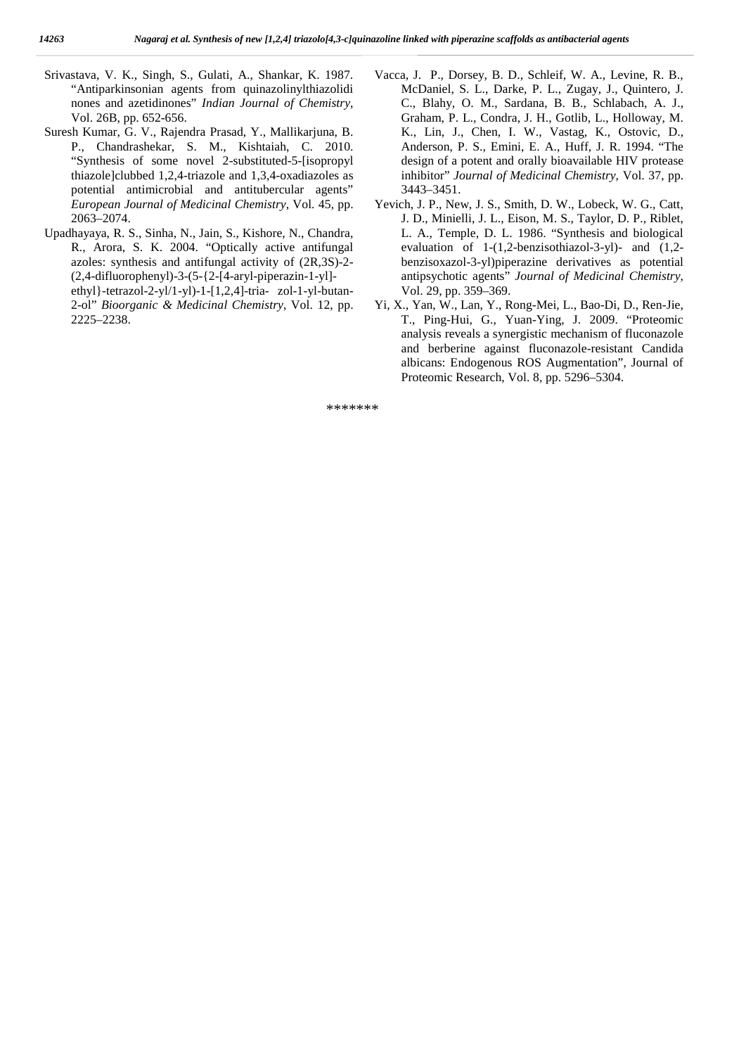Srivastava, V. K., Singh, S., Gulati, A., Shankar, K. 1987. "Antiparkinsonian agents from quinazolinylthiazolidi nones and azetidinones" *Indian Journal of Chemistry*, Vol. 26B, pp. 652-656.

Suresh Kumar, G. V., Rajendra Prasad, Y., Mallikarjuna, B. P., Chandrashekar, S. M., Kishtaiah, C. 2010. "Synthesis of some novel 2-substituted-5-[isopropyl thiazole]clubbed 1,2,4-triazole and 1,3,4-oxadiazoles as potential antimicrobial and antitubercular agents" *European Journal of Medicinal Chemistry*, Vol. 45, pp. 2063–2074.

Upadhayaya, R. S., Sinha, N., Jain, S., Kishore, N., Chandra, R., Arora, S. K. 2004. "Optically active antifungal azoles: synthesis and antifungal activity of (2R,3S)-2-(2,4-difluorophenyl)-3-(5-{2-[4-aryl-piperazin-1-yl]-ethyl}-tetrazol-2-yl/1-yl)-1-[1,2,4]-tria- zol-1-yl-butan-2-ol" *Bioorganic & Medicinal Chemistry*, Vol. 12, pp. 2225–2238.

Vacca, J. P., Dorsey, B. D., Schleif, W. A., Levine, R. B., McDaniel, S. L., Darke, P. L., Zugay, J., Quintero, J. C., Blahy, O. M., Sardana, B. B., Schlabach, A. J., Graham, P. L., Condra, J. H., Gotlib, L., Holloway, M. K., Lin, J., Chen, I. W., Vastag, K., Ostovic, D., Anderson, P. S., Emini, E. A., Huff, J. R. 1994. "The design of a potent and orally bioavailable HIV protease inhibitor" *Journal of Medicinal Chemistry*, Vol. 37, pp. 3443–3451.

Yevich, J. P., New, J. S., Smith, D. W., Lobeck, W. G., Catt, J. D., Minielli, J. L., Eison, M. S., Taylor, D. P., Riblet, L. A., Temple, D. L. 1986. "Synthesis and biological evaluation of 1-(1,2-benzisothiazol-3-yl)- and (1,2-benzisoxazol-3-yl)piperazine derivatives as potential antipsychotic agents" *Journal of Medicinal Chemistry*, Vol. 29, pp. 359–369.

Yi, X., Yan, W., Lan, Y., Rong-Mei, L., Bao-Di, D., Ren-Jie, T., Ping-Hui, G., Yuan-Ying, J. 2009. "Proteomic analysis reveals a synergistic mechanism of fluconazole and berberine against fluconazole-resistant Candida albicans: Endogenous ROS Augmentation", Journal of Proteomic Research, Vol. 8, pp. 5296–5304.

*******